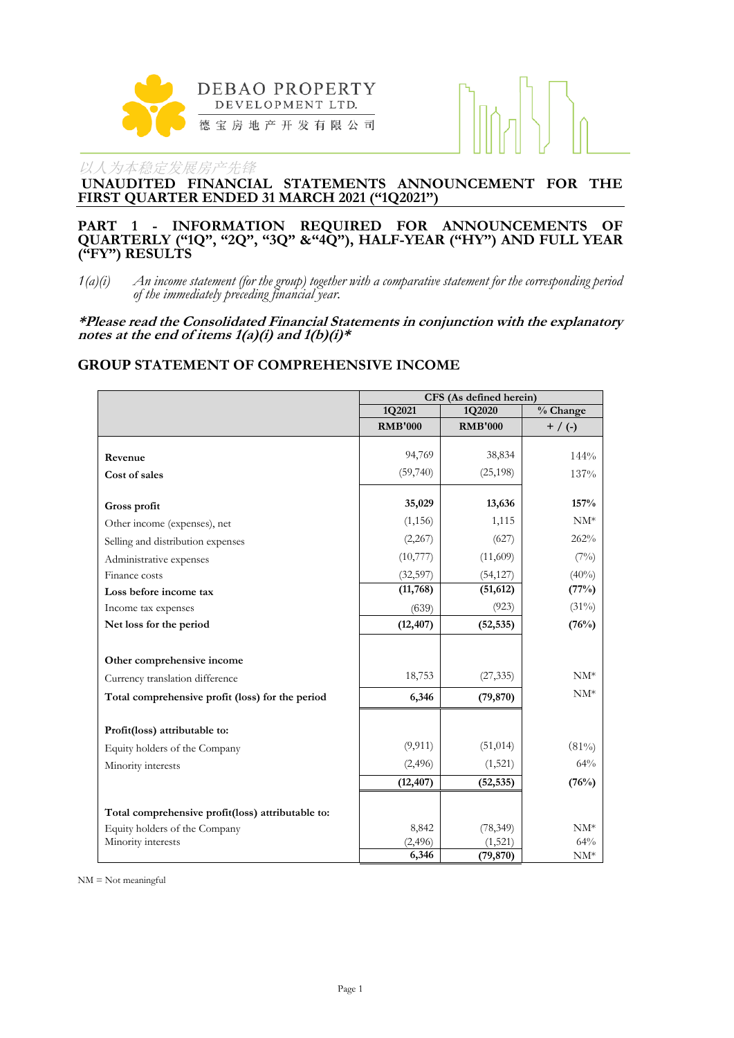DEBAO PROPERTY DEVELOPMENT LTD.

德宝房地产开发有限公司

以人为本稳定发展房产先锋

# UNAUDITED FINANCIAL STATEMENTS ANNOUNCEMENT FOR THE FIRST QUARTER ENDED 31 MARCH 2021 ("1Q2021")

## PART 1 - INFORMATION REQUIRED FOR ANNOUNCEMENTS OF QUARTERLY ("1Q", "2Q", "3Q" &"4Q"), HALF-YEAR ("HY") AND FULL YEAR ("FY") RESULTS

*1(a)(i) An income statement (for the group) together with a comparative statement for the corresponding period of the immediately preceding financial year.*

***Please read the Consolidated Financial Statements in conjunction with the explanatory notes at the end of items 1(a)(i) and 1(b)(i)****

## GROUP STATEMENT OF COMPREHENSIVE INCOME

| | CFS (As defined herein) | | |
|---|---|---|---|
| | 1Q2021 | 1Q2020 | % Change |
| | **RMB'000** | **RMB'000** | + / (-) |
| **Revenue** | 94,769 | 38,834 | 144% |
| **Cost of sales** | (59,740) | (25,198) | 137% |
| **Gross profit** | **35,029** | **13,636** | **157%** |
| Other income (expenses), net | (1,156) | 1,115 | NM* |
| Selling and distribution expenses | (2,267) | (627) | 262% |
| Administrative expenses | (10,777) | (11,609) | (7%) |
| Finance costs | (32,597) | (54,127) | (40%) |
| **Loss before income tax** | **(11,768)** | **(51,612)** | **(77%)** |
| Income tax expenses | (639) | (923) | (31%) |
| **Net loss for the period** | **(12,407)** | **(52,535)** | **(76%)** |
| **Other comprehensive income** | | | |
| Currency translation difference | 18,753 | (27,335) | NM* |
| **Total comprehensive profit (loss) for the period** | **6,346** | **(79,870)** | NM* |
| **Profit(loss) attributable to:** | | | |
| Equity holders of the Company | (9,911) | (51,014) | (81%) |
| Minority interests | (2,496) | (1,521) | 64% |
| | **(12,407)** | **(52,535)** | **(76%)** |
| **Total comprehensive profit(loss) attributable to:** | | | |
| Equity holders of the Company | 8,842 | (78,349) | NM* |
| Minority interests | (2,496) | (1,521) | 64% |
| | **6,346** | **(79,870)** | NM* |

NM = Not meaningful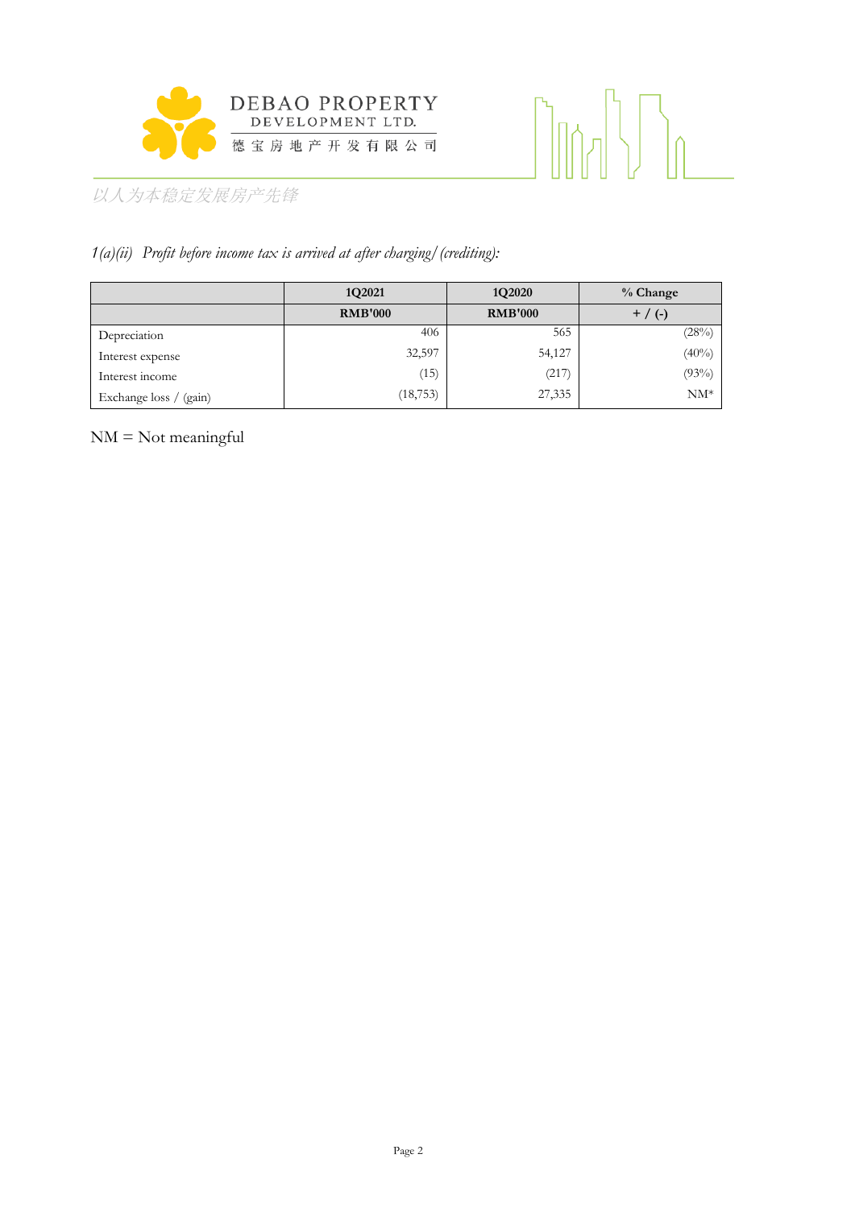*1(a)(ii) Profit before income tax is arrived at after charging/(crediting):*

| | 1Q2021 | 1Q2020 | % Change |
|---|---|---|---|
| | **RMB'000** | **RMB'000** | **+ / (-)** |
| Depreciation | 406 | 565 | (28%) |
| Interest expense | 32,597 | 54,127 | (40%) |
| Interest income | (15) | (217) | (93%) |
| Exchange loss / (gain) | (18,753) | 27,335 | NM* |

NM = Not meaningful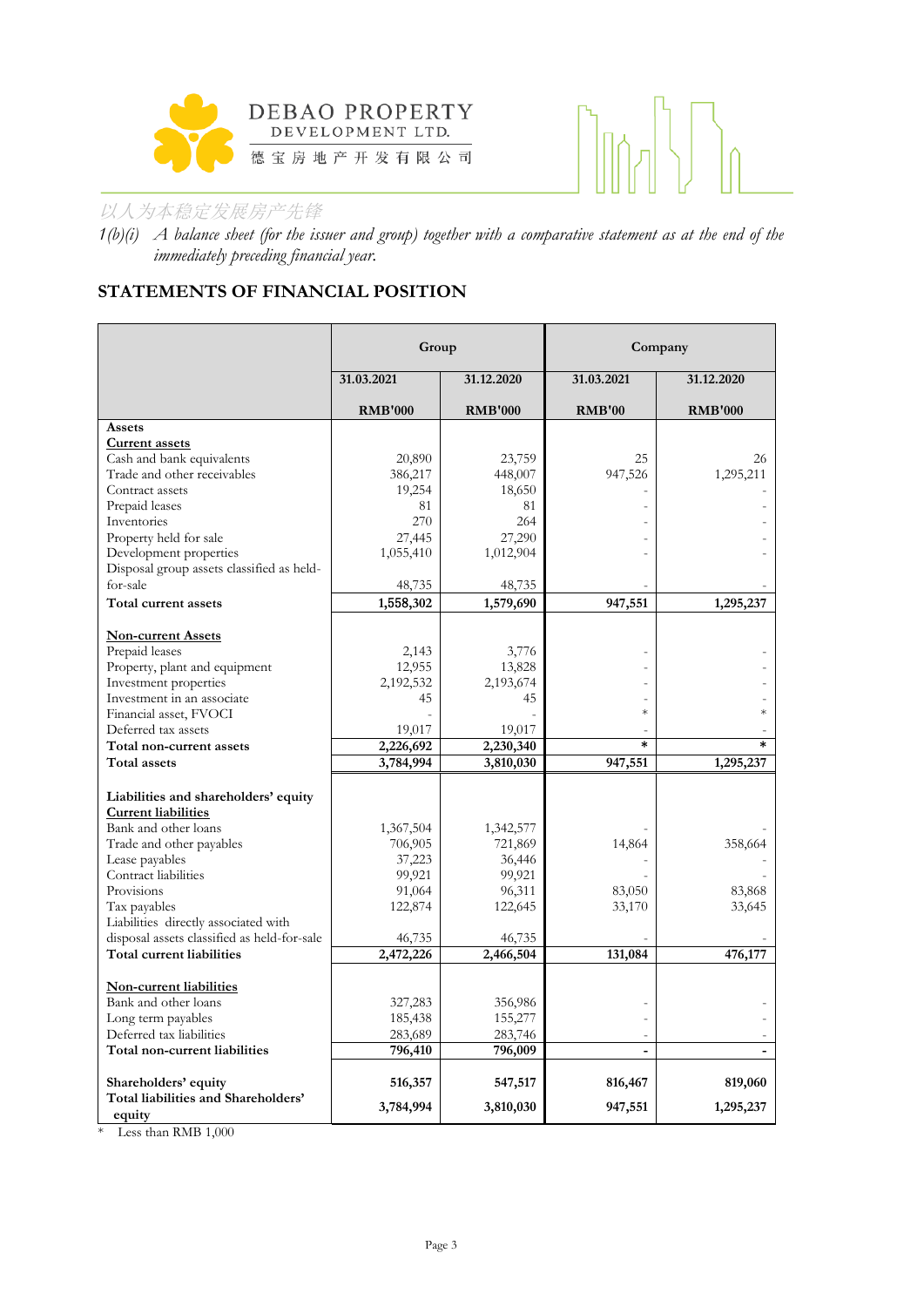1(b)(i) *A balance sheet (for the issuer and group) together with a comparative statement as at the end of the immediately preceding financial year.*

## STATEMENTS OF FINANCIAL POSITION

| | Group | | Company | |
|---|---|---|---|---|
| | **31.03.2021** | **31.12.2020** | **31.03.2021** | **31.12.2020** |
| | **RMB'000** | **RMB'000** | **RMB'00** | **RMB'000** |
| **Assets** | | | | |
| **Current assets** | | | | |
| Cash and bank equivalents | 20,890 | 23,759 | 25 | 26 |
| Trade and other receivables | 386,217 | 448,007 | 947,526 | 1,295,211 |
| Contract assets | 19,254 | 18,650 | - | - |
| Prepaid leases | 81 | 81 | - | - |
| Inventories | 270 | 264 | - | - |
| Property held for sale | 27,445 | 27,290 | - | - |
| Development properties | 1,055,410 | 1,012,904 | - | - |
| Disposal group assets classified as held-for-sale | 48,735 | 48,735 | - | - |
| **Total current assets** | **1,558,302** | **1,579,690** | **947,551** | **1,295,237** |
| | | | | |
| **Non-current Assets** | | | | |
| Prepaid leases | 2,143 | 3,776 | - | - |
| Property, plant and equipment | 12,955 | 13,828 | - | - |
| Investment properties | 2,192,532 | 2,193,674 | - | - |
| Investment in an associate | 45 | 45 | - | - |
| Financial asset, FVOCI | - | - | * | * |
| Deferred tax assets | 19,017 | 19,017 | - | - |
| **Total non-current assets** | **2,226,692** | **2,230,340** | **\*** | **\*** |
| **Total assets** | **3,784,994** | **3,810,030** | **947,551** | **1,295,237** |
| | | | | |
| **Liabilities and shareholders' equity** | | | | |
| **Current liabilities** | | | | |
| Bank and other loans | 1,367,504 | 1,342,577 | - | - |
| Trade and other payables | 706,905 | 721,869 | 14,864 | 358,664 |
| Lease payables | 37,223 | 36,446 | - | - |
| Contract liabilities | 99,921 | 99,921 | - | - |
| Provisions | 91,064 | 96,311 | 83,050 | 83,868 |
| Tax payables | 122,874 | 122,645 | 33,170 | 33,645 |
| Liabilities directly associated with disposal assets classified as held-for-sale | 46,735 | 46,735 | - | - |
| **Total current liabilities** | **2,472,226** | **2,466,504** | **131,084** | **476,177** |
| | | | | |
| **Non-current liabilities** | | | | |
| Bank and other loans | 327,283 | 356,986 | - | - |
| Long term payables | 185,438 | 155,277 | - | - |
| Deferred tax liabilities | 283,689 | 283,746 | - | - |
| **Total non-current liabilities** | **796,410** | **796,009** | **-** | **-** |
| | | | | |
| **Shareholders' equity** | **516,357** | **547,517** | **816,467** | **819,060** |
| **Total liabilities and Shareholders' equity** | **3,784,994** | **3,810,030** | **947,551** | **1,295,237** |

\* Less than RMB 1,000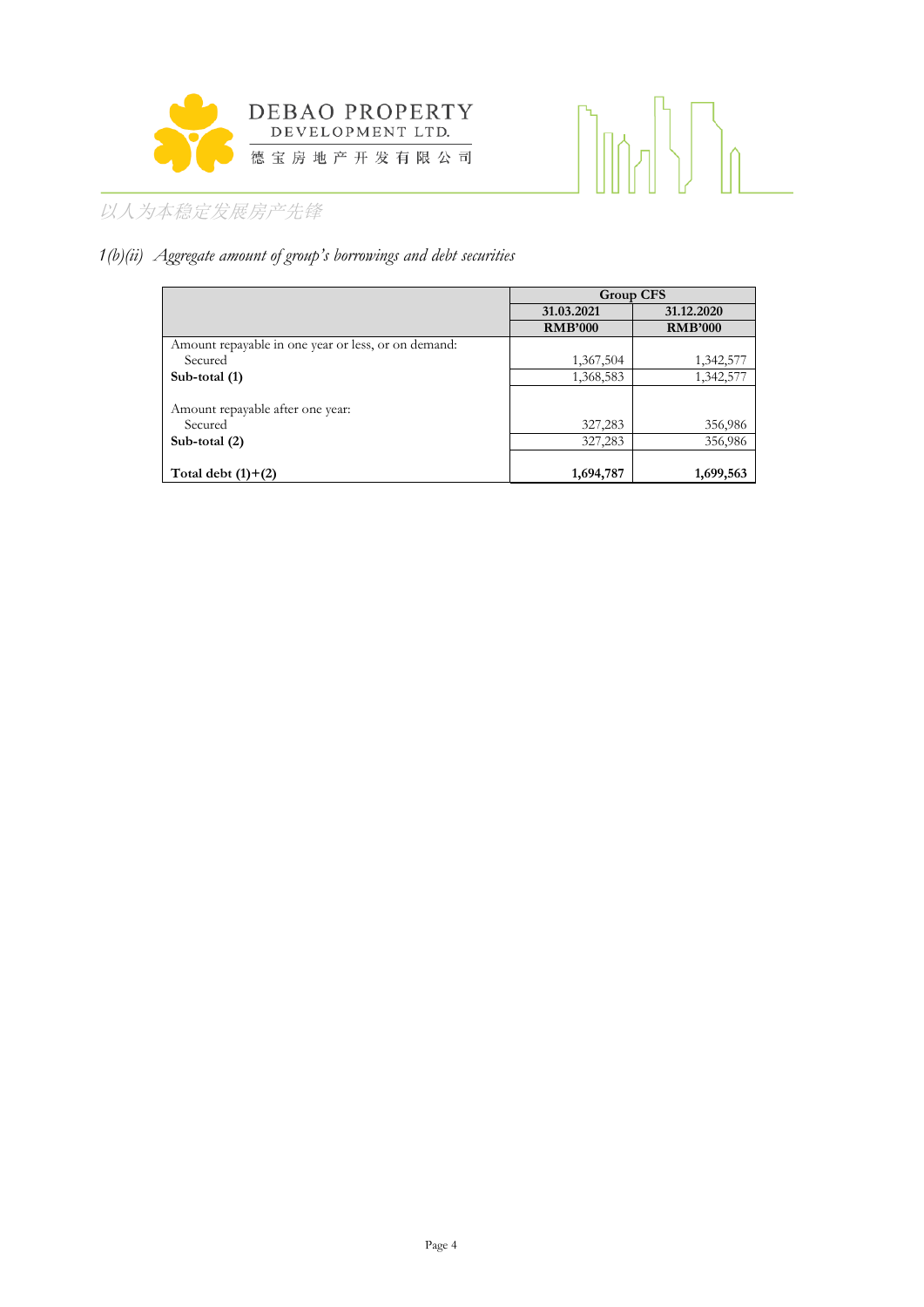*1(b)(ii) Aggregate amount of group's borrowings and debt securities*

| | Group CFS | |
|---|---|---|
| | 31.03.2021 | 31.12.2020 |
| | RMB'000 | RMB'000 |
| Amount repayable in one year or less, or on demand: | | |
| Secured | 1,367,504 | 1,342,577 |
| **Sub-total (1)** | 1,368,583 | 1,342,577 |
| | | |
| Amount repayable after one year: | | |
| Secured | 327,283 | 356,986 |
| **Sub-total (2)** | 327,283 | 356,986 |
| | | |
| **Total debt (1)+(2)** | **1,694,787** | **1,699,563** |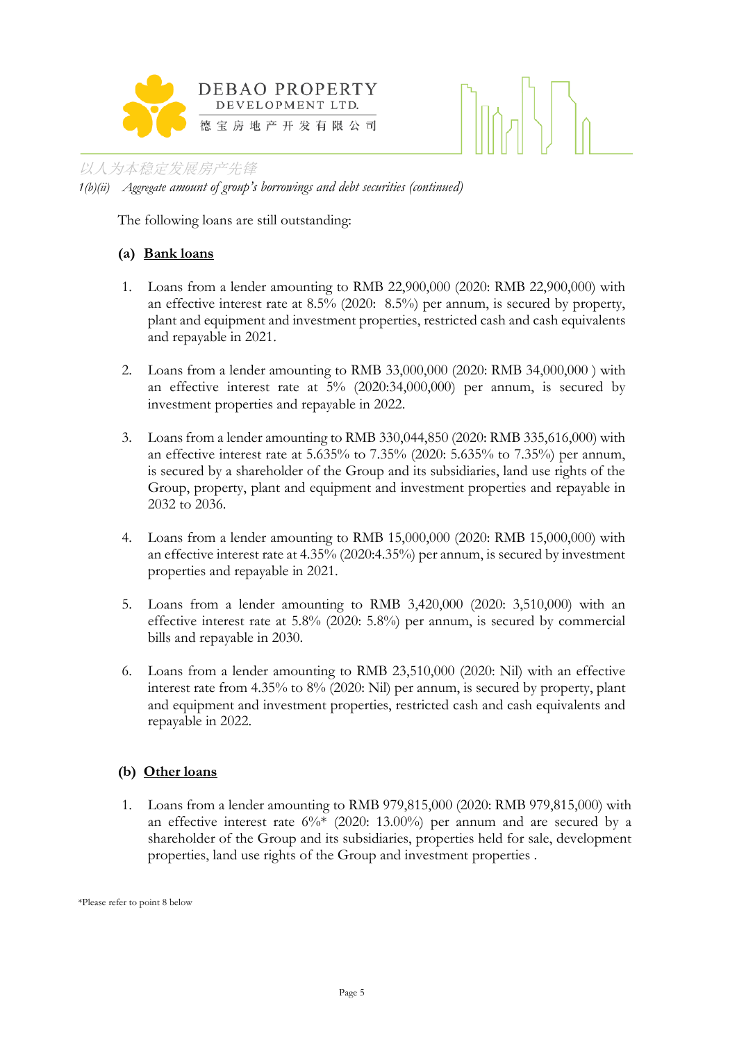*1(b)(ii) Aggregate amount of group's borrowings and debt securities (continued)*

The following loans are still outstanding:

**(a) Bank loans**

1. Loans from a lender amounting to RMB 22,900,000 (2020: RMB 22,900,000) with an effective interest rate at 8.5% (2020: 8.5%) per annum, is secured by property, plant and equipment and investment properties, restricted cash and cash equivalents and repayable in 2021.

2. Loans from a lender amounting to RMB 33,000,000 (2020: RMB 34,000,000 ) with an effective interest rate at 5% (2020:34,000,000) per annum, is secured by investment properties and repayable in 2022.

3. Loans from a lender amounting to RMB 330,044,850 (2020: RMB 335,616,000) with an effective interest rate at 5.635% to 7.35% (2020: 5.635% to 7.35%) per annum, is secured by a shareholder of the Group and its subsidiaries, land use rights of the Group, property, plant and equipment and investment properties and repayable in 2032 to 2036.

4. Loans from a lender amounting to RMB 15,000,000 (2020: RMB 15,000,000) with an effective interest rate at 4.35% (2020:4.35%) per annum, is secured by investment properties and repayable in 2021.

5. Loans from a lender amounting to RMB 3,420,000 (2020: 3,510,000) with an effective interest rate at 5.8% (2020: 5.8%) per annum, is secured by commercial bills and repayable in 2030.

6. Loans from a lender amounting to RMB 23,510,000 (2020: Nil) with an effective interest rate from 4.35% to 8% (2020: Nil) per annum, is secured by property, plant and equipment and investment properties, restricted cash and cash equivalents and repayable in 2022.

**(b) Other loans**

1. Loans from a lender amounting to RMB 979,815,000 (2020: RMB 979,815,000) with an effective interest rate 6%* (2020: 13.00%) per annum and are secured by a shareholder of the Group and its subsidiaries, properties held for sale, development properties, land use rights of the Group and investment properties .

*Please refer to point 8 below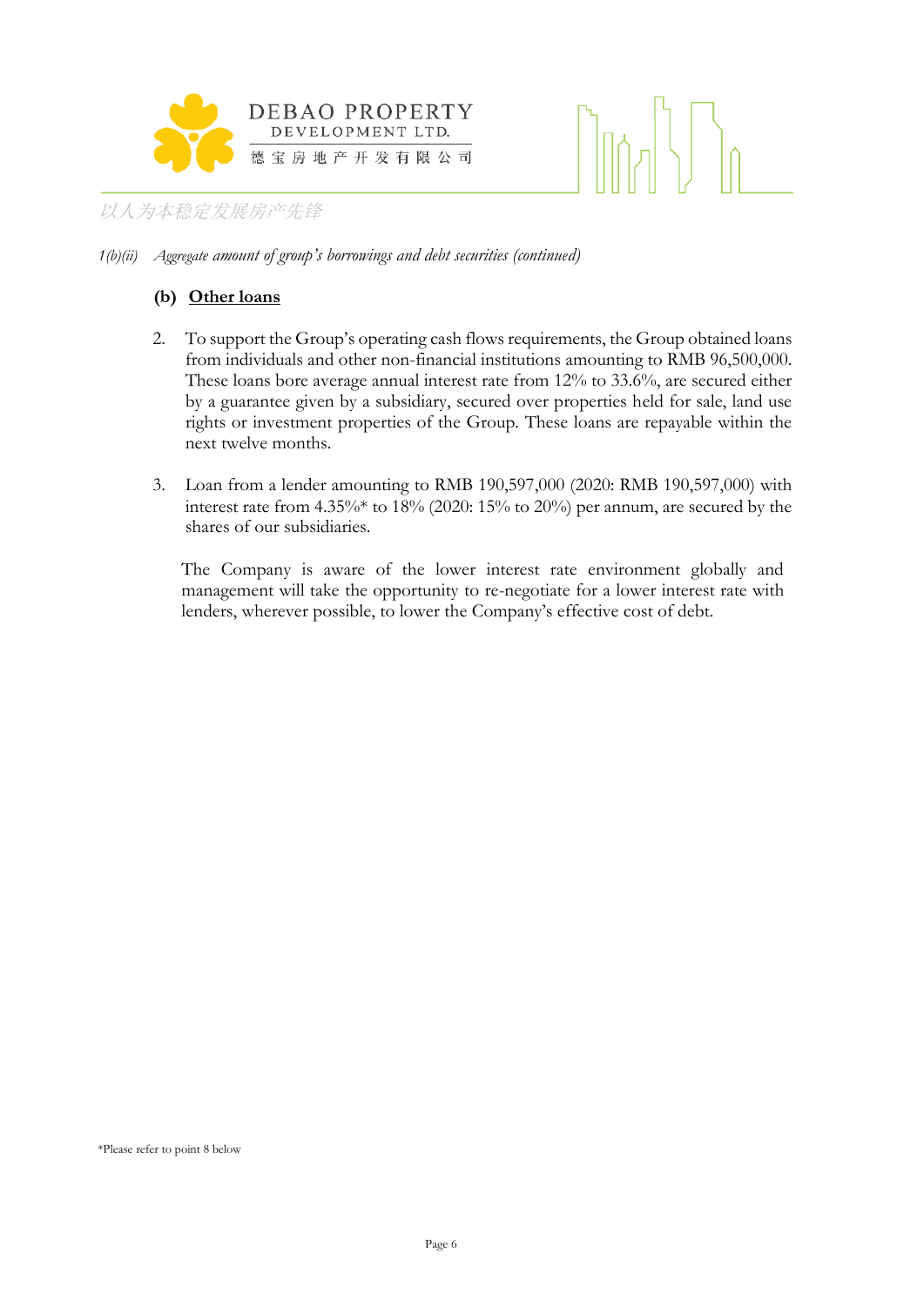1(b)(ii) *Aggregate amount of group's borrowings and debt securities (continued)*

**(b) Other loans**

2. To support the Group's operating cash flows requirements, the Group obtained loans from individuals and other non-financial institutions amounting to RMB 96,500,000. These loans bore average annual interest rate from 12% to 33.6%, are secured either by a guarantee given by a subsidiary, secured over properties held for sale, land use rights or investment properties of the Group. These loans are repayable within the next twelve months.

3. Loan from a lender amounting to RMB 190,597,000 (2020: RMB 190,597,000) with interest rate from 4.35%* to 18% (2020: 15% to 20%) per annum, are secured by the shares of our subsidiaries.

The Company is aware of the lower interest rate environment globally and management will take the opportunity to re-negotiate for a lower interest rate with lenders, wherever possible, to lower the Company's effective cost of debt.

*Please refer to point 8 below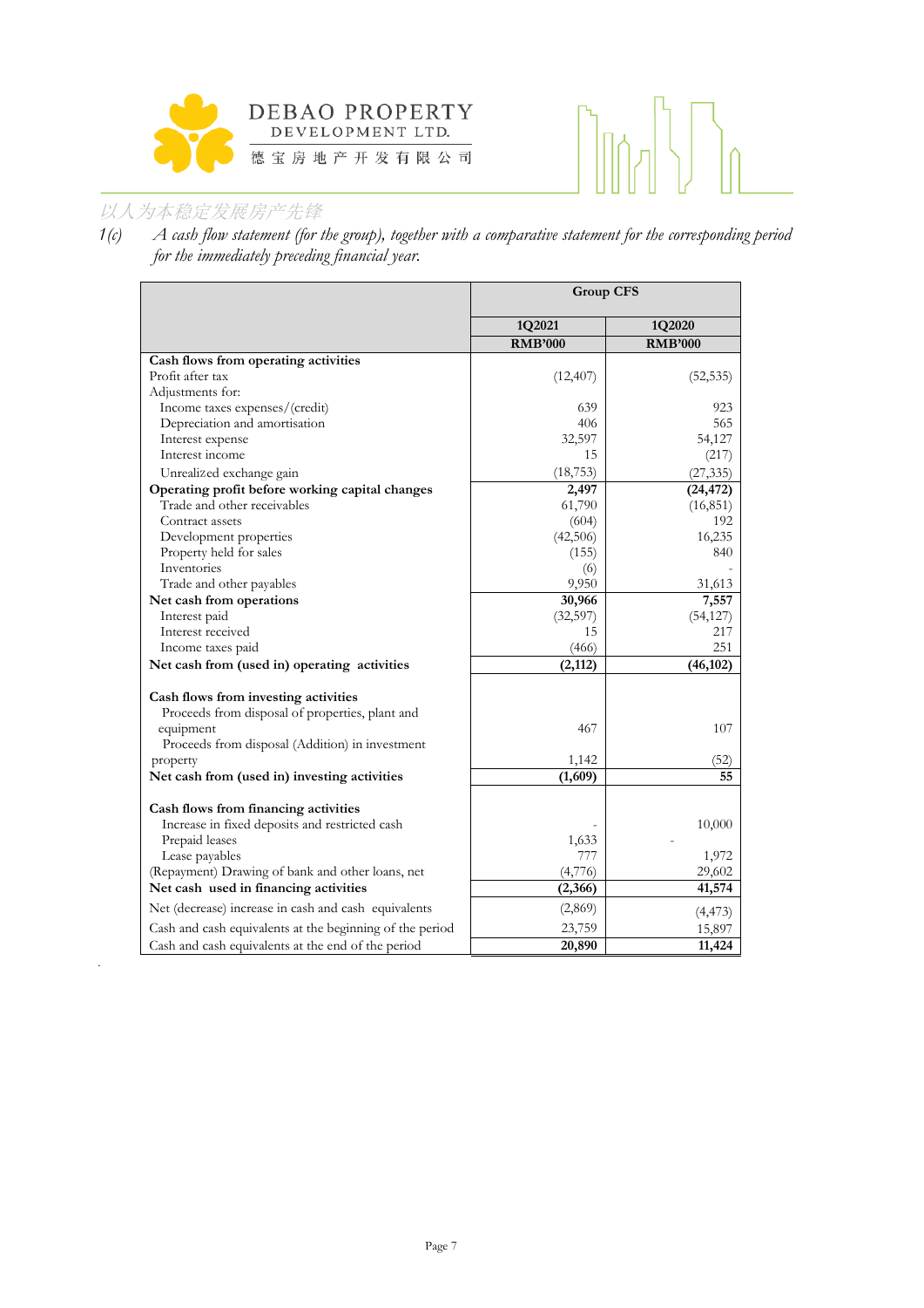*1(c) A cash flow statement (for the group), together with a comparative statement for the corresponding period for the immediately preceding financial year.*

| | Group CFS | |
|---|---|---|
| | **1Q2021** | **1Q2020** |
| | **RMB'000** | **RMB'000** |
| **Cash flows from operating activities** | | |
| Profit after tax | (12,407) | (52,535) |
| Adjustments for: | | |
| Income taxes expenses/(credit) | 639 | 923 |
| Depreciation and amortisation | 406 | 565 |
| Interest expense | 32,597 | 54,127 |
| Interest income | 15 | (217) |
| Unrealized exchange gain | (18,753) | (27,335) |
| **Operating profit before working capital changes** | **2,497** | **(24,472)** |
| Trade and other receivables | 61,790 | (16,851) |
| Contract assets | (604) | 192 |
| Development properties | (42,506) | 16,235 |
| Property held for sales | (155) | 840 |
| Inventories | (6) | - |
| Trade and other payables | 9,950 | 31,613 |
| **Net cash from operations** | **30,966** | **7,557** |
| Interest paid | (32,597) | (54,127) |
| Interest received | 15 | 217 |
| Income taxes paid | (466) | 251 |
| **Net cash from (used in) operating activities** | **(2,112)** | **(46,102)** |
| | | |
| **Cash flows from investing activities** | | |
| Proceeds from disposal of properties, plant and equipment | 467 | 107 |
| Proceeds from disposal (Addition) in investment property | 1,142 | (52) |
| **Net cash from (used in) investing activities** | **(1,609)** | **55** |
| | | |
| **Cash flows from financing activities** | | |
| Increase in fixed deposits and restricted cash | - | 10,000 |
| Prepaid leases | 1,633 | - |
| Lease payables | 777 | 1,972 |
| (Repayment) Drawing of bank and other loans, net | (4,776) | 29,602 |
| **Net cash used in financing activities** | **(2,366)** | **41,574** |
| Net (decrease) increase in cash and cash equivalents | (2,869) | (4,473) |
| Cash and cash equivalents at the beginning of the period | 23,759 | 15,897 |
| Cash and cash equivalents at the end of the period | **20,890** | **11,424** |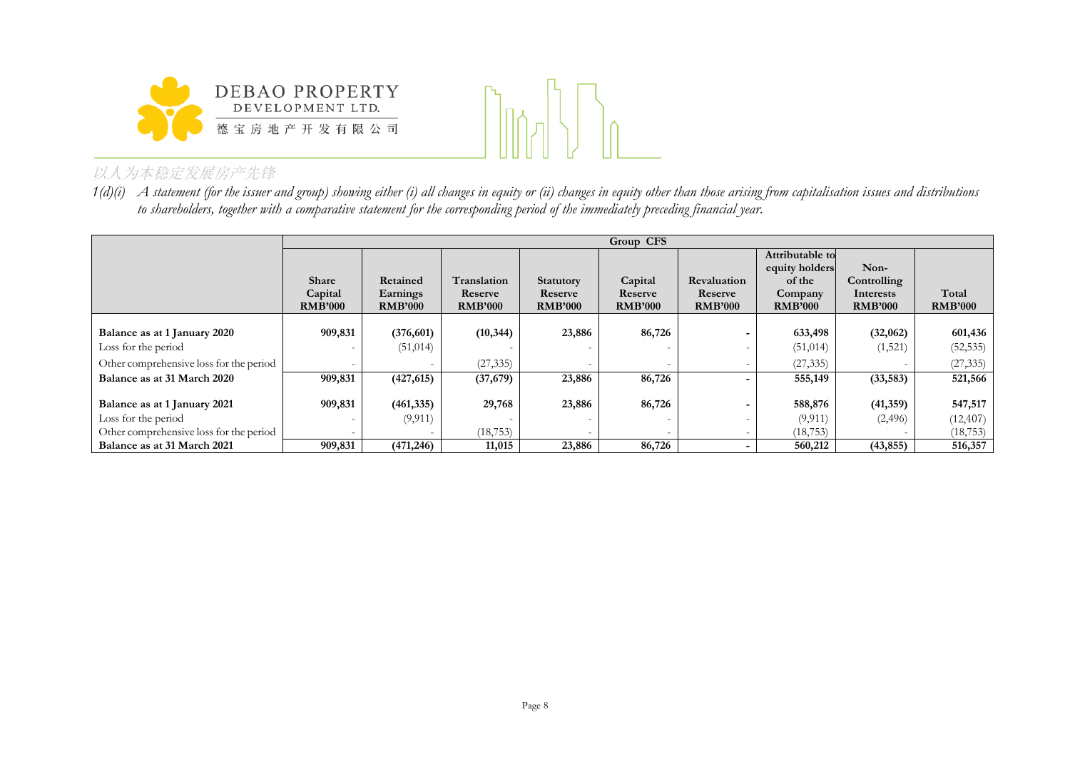*1(d)(i) A statement (for the issuer and group) showing either (i) all changes in equity or (ii) changes in equity other than those arising from capitalisation issues and distributions to shareholders, together with a comparative statement for the corresponding period of the immediately preceding financial year.*

| | Group CFS | | | | | | | | |
|---|---|---|---|---|---|---|---|---|---|
| | **Share Capital RMB'000** | **Retained Earnings RMB'000** | **Translation Reserve RMB'000** | **Statutory Reserve RMB'000** | **Capital Reserve RMB'000** | **Revaluation Reserve RMB'000** | **Attributable to equity holders of the Company RMB'000** | **Non-Controlling Interests RMB'000** | **Total RMB'000** |
| **Balance as at 1 January 2020** | **909,831** | **(376,601)** | **(10,344)** | **23,886** | **86,726** | **-** | **633,498** | **(32,062)** | **601,436** |
| Loss for the period | - | (51,014) | - | - | - | - | (51,014) | (1,521) | (52,535) |
| Other comprehensive loss for the period | - | - | (27,335) | - | - | - | (27,335) | - | (27,335) |
| **Balance as at 31 March 2020** | **909,831** | **(427,615)** | **(37,679)** | **23,886** | **86,726** | **-** | **555,149** | **(33,583)** | **521,566** |
| **Balance as at 1 January 2021** | **909,831** | **(461,335)** | **29,768** | **23,886** | **86,726** | **-** | **588,876** | **(41,359)** | **547,517** |
| Loss for the period | - | (9,911) | - | - | - | - | (9,911) | (2,496) | (12,407) |
| Other comprehensive loss for the period | - | - | (18,753) | - | - | - | (18,753) | - | (18,753) |
| **Balance as at 31 March 2021** | **909,831** | **(471,246)** | **11,015** | **23,886** | **86,726** | **-** | **560,212** | **(43,855)** | **516,357** |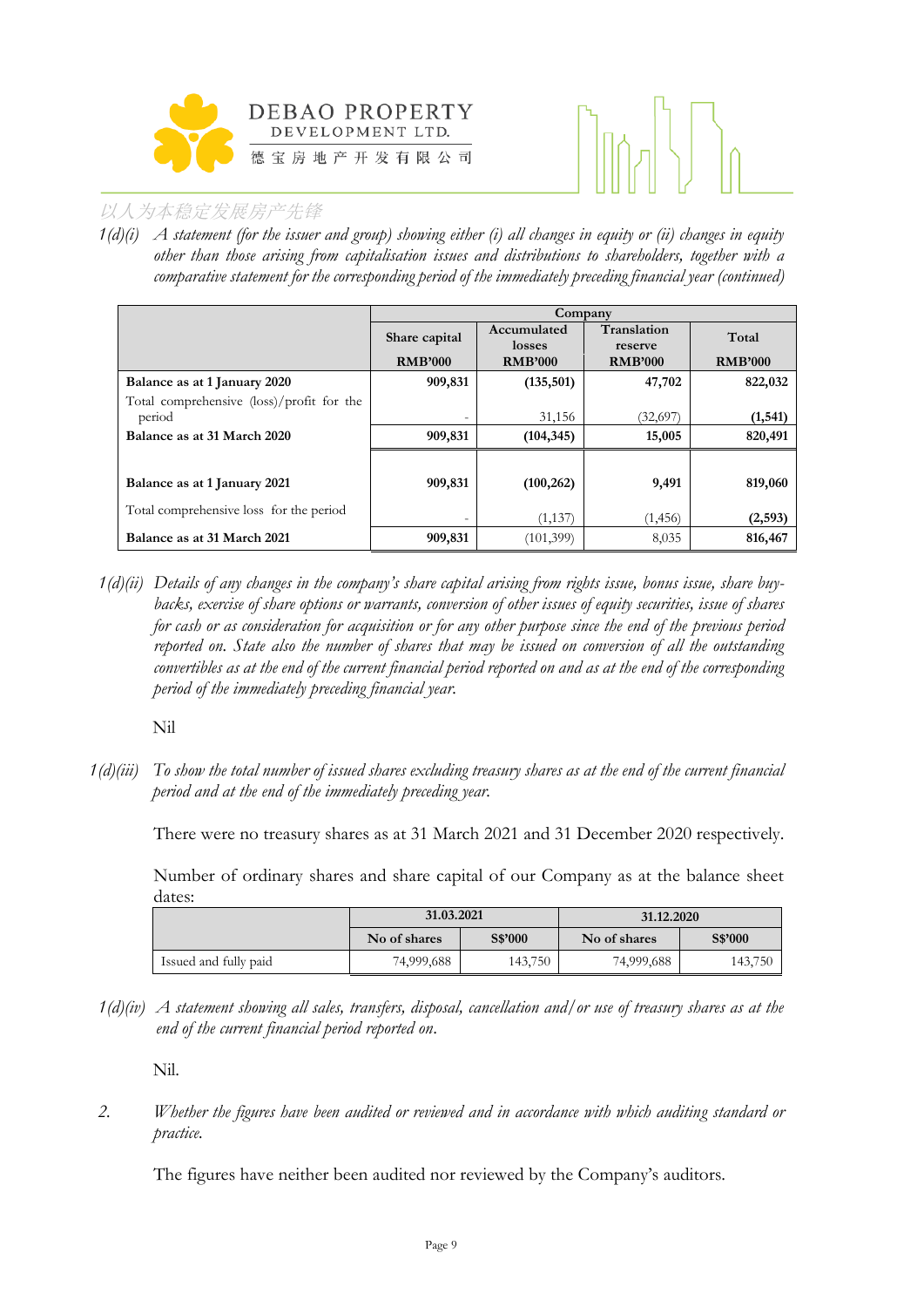*1(d)(i) A statement (for the issuer and group) showing either (i) all changes in equity or (ii) changes in equity other than those arising from capitalisation issues and distributions to shareholders, together with a comparative statement for the corresponding period of the immediately preceding financial year (continued)*

| | Company | | | |
|---|---|---|---|---|
| | Share capital | Accumulated losses | Translation reserve | Total |
| | RMB'000 | RMB'000 | RMB'000 | RMB'000 |
| **Balance as at 1 January 2020** | **909,831** | **(135,501)** | **47,702** | **822,032** |
| Total comprehensive (loss)/profit for the period | - | 31,156 | (32,697) | **(1,541)** |
| **Balance as at 31 March 2020** | **909,831** | **(104,345)** | **15,005** | **820,491** |
| | | | | |
| **Balance as at 1 January 2021** | **909,831** | **(100,262)** | **9,491** | **819,060** |
| Total comprehensive loss for the period | - | (1,137) | (1,456) | **(2,593)** |
| **Balance as at 31 March 2021** | **909,831** | (101,399) | 8,035 | **816,467** |

*1(d)(ii) Details of any changes in the company's share capital arising from rights issue, bonus issue, share buy-backs, exercise of share options or warrants, conversion of other issues of equity securities, issue of shares for cash or as consideration for acquisition or for any other purpose since the end of the previous period reported on. State also the number of shares that may be issued on conversion of all the outstanding convertibles as at the end of the current financial period reported on and as at the end of the corresponding period of the immediately preceding financial year.*

Nil

*1(d)(iii) To show the total number of issued shares excluding treasury shares as at the end of the current financial period and at the end of the immediately preceding year.*

There were no treasury shares as at 31 March 2021 and 31 December 2020 respectively.

Number of ordinary shares and share capital of our Company as at the balance sheet dates:

| | 31.03.2021 | | 31.12.2020 | |
|---|---|---|---|---|
| | No of shares | S$'000 | No of shares | S$'000 |
| Issued and fully paid | 74,999,688 | 143,750 | 74,999,688 | 143,750 |

*1(d)(iv) A statement showing all sales, transfers, disposal, cancellation and/or use of treasury shares as at the end of the current financial period reported on.*

Nil.

*2. Whether the figures have been audited or reviewed and in accordance with which auditing standard or practice.*

The figures have neither been audited nor reviewed by the Company's auditors.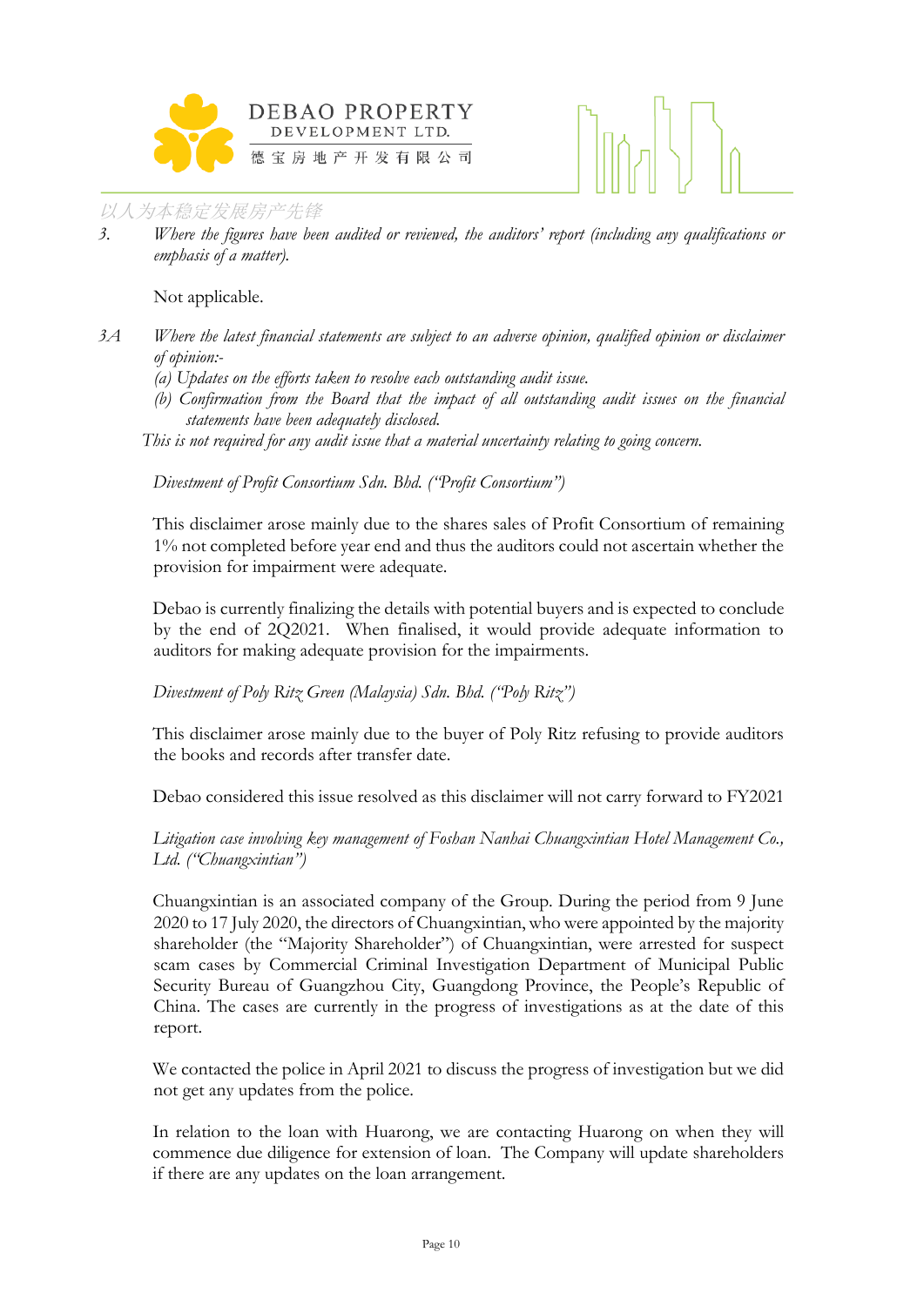3. *Where the figures have been audited or reviewed, the auditors' report (including any qualifications or emphasis of a matter).*

Not applicable.

3A *Where the latest financial statements are subject to an adverse opinion, qualified opinion or disclaimer of opinion:-*

*(a) Updates on the efforts taken to resolve each outstanding audit issue.*

*(b) Confirmation from the Board that the impact of all outstanding audit issues on the financial statements have been adequately disclosed.*

*This is not required for any audit issue that a material uncertainty relating to going concern.*

*Divestment of Profit Consortium Sdn. Bhd. ("Profit Consortium")*

This disclaimer arose mainly due to the shares sales of Profit Consortium of remaining 1% not completed before year end and thus the auditors could not ascertain whether the provision for impairment were adequate.

Debao is currently finalizing the details with potential buyers and is expected to conclude by the end of 2Q2021. When finalised, it would provide adequate information to auditors for making adequate provision for the impairments.

*Divestment of Poly Ritz Green (Malaysia) Sdn. Bhd. ("Poly Ritz")*

This disclaimer arose mainly due to the buyer of Poly Ritz refusing to provide auditors the books and records after transfer date.

Debao considered this issue resolved as this disclaimer will not carry forward to FY2021

*Litigation case involving key management of Foshan Nanhai Chuangxintian Hotel Management Co., Ltd. ("Chuangxintian")*

Chuangxintian is an associated company of the Group. During the period from 9 June 2020 to 17 July 2020, the directors of Chuangxintian, who were appointed by the majority shareholder (the "Majority Shareholder") of Chuangxintian, were arrested for suspect scam cases by Commercial Criminal Investigation Department of Municipal Public Security Bureau of Guangzhou City, Guangdong Province, the People's Republic of China. The cases are currently in the progress of investigations as at the date of this report.

We contacted the police in April 2021 to discuss the progress of investigation but we did not get any updates from the police.

In relation to the loan with Huarong, we are contacting Huarong on when they will commence due diligence for extension of loan. The Company will update shareholders if there are any updates on the loan arrangement.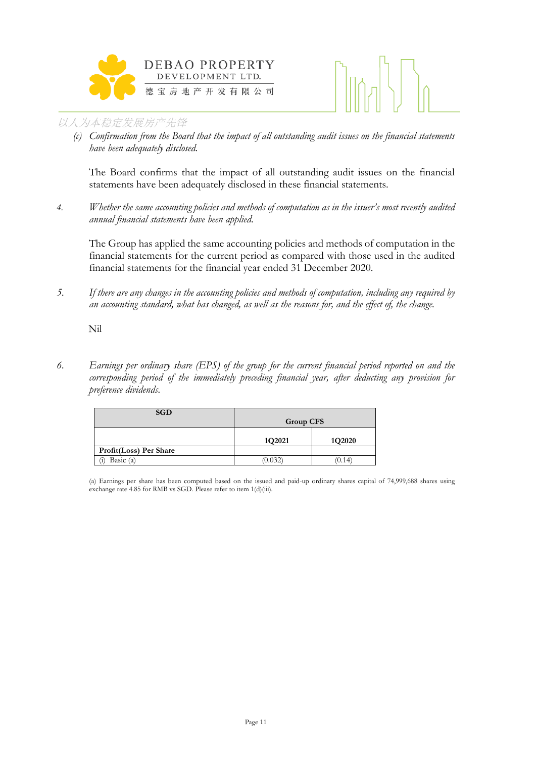*(c) Confirmation from the Board that the impact of all outstanding audit issues on the financial statements have been adequately disclosed.*

The Board confirms that the impact of all outstanding audit issues on the financial statements have been adequately disclosed in these financial statements.

4. *Whether the same accounting policies and methods of computation as in the issuer's most recently audited annual financial statements have been applied.*

The Group has applied the same accounting policies and methods of computation in the financial statements for the current period as compared with those used in the audited financial statements for the financial year ended 31 December 2020.

5. *If there are any changes in the accounting policies and methods of computation, including any required by an accounting standard, what has changed, as well as the reasons for, and the effect of, the change.*

Nil

6. *Earnings per ordinary share (EPS) of the group for the current financial period reported on and the corresponding period of the immediately preceding financial year, after deducting any provision for preference dividends.*

| SGD | Group CFS | |
|---|---|---|
| | 1Q2021 | 1Q2020 |
| **Profit(Loss) Per Share** | | |
| (i) Basic (a) | (0.032) | (0.14) |

(a) Earnings per share has been computed based on the issued and paid-up ordinary shares capital of 74,999,688 shares using exchange rate 4.85 for RMB vs SGD. Please refer to item 1(d)(iii).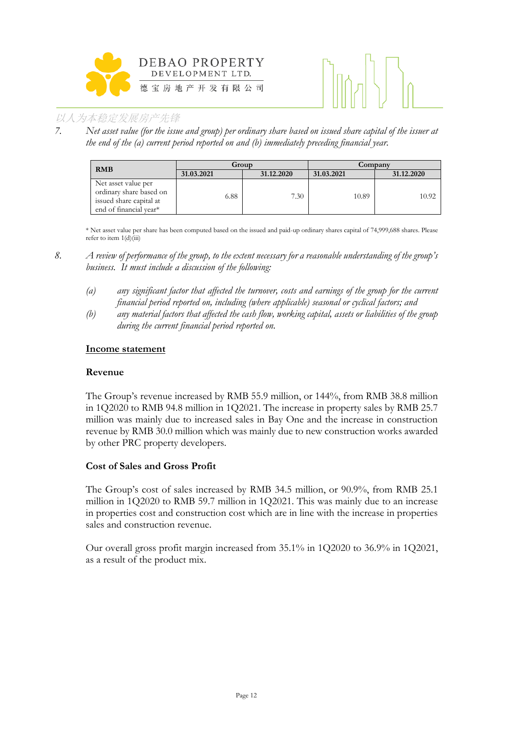7. *Net asset value (for the issue and group) per ordinary share based on issued share capital of the issuer at the end of the (a) current period reported on and (b) immediately preceding financial year.*

| RMB | Group | | Company | |
|---|---|---|---|---|
| | 31.03.2021 | 31.12.2020 | 31.03.2021 | 31.12.2020 |
| Net asset value per ordinary share based on issued share capital at end of financial year* | 6.88 | 7.30 | 10.89 | 10.92 |

* Net asset value per share has been computed based on the issued and paid-up ordinary shares capital of 74,999,688 shares. Please refer to item 1(d)(iii)

8. *A review of performance of the group, to the extent necessary for a reasonable understanding of the group's business. It must include a discussion of the following:*

   *(a) any significant factor that affected the turnover, costs and earnings of the group for the current financial period reported on, including (where applicable) seasonal or cyclical factors; and*

   *(b) any material factors that affected the cash flow, working capital, assets or liabilities of the group during the current financial period reported on.*

## Income statement

### Revenue

The Group's revenue increased by RMB 55.9 million, or 144%, from RMB 38.8 million in 1Q2020 to RMB 94.8 million in 1Q2021. The increase in property sales by RMB 25.7 million was mainly due to increased sales in Bay One and the increase in construction revenue by RMB 30.0 million which was mainly due to new construction works awarded by other PRC property developers.

### Cost of Sales and Gross Profit

The Group's cost of sales increased by RMB 34.5 million, or 90.9%, from RMB 25.1 million in 1Q2020 to RMB 59.7 million in 1Q2021. This was mainly due to an increase in properties cost and construction cost which are in line with the increase in properties sales and construction revenue.

Our overall gross profit margin increased from 35.1% in 1Q2020 to 36.9% in 1Q2021, as a result of the product mix.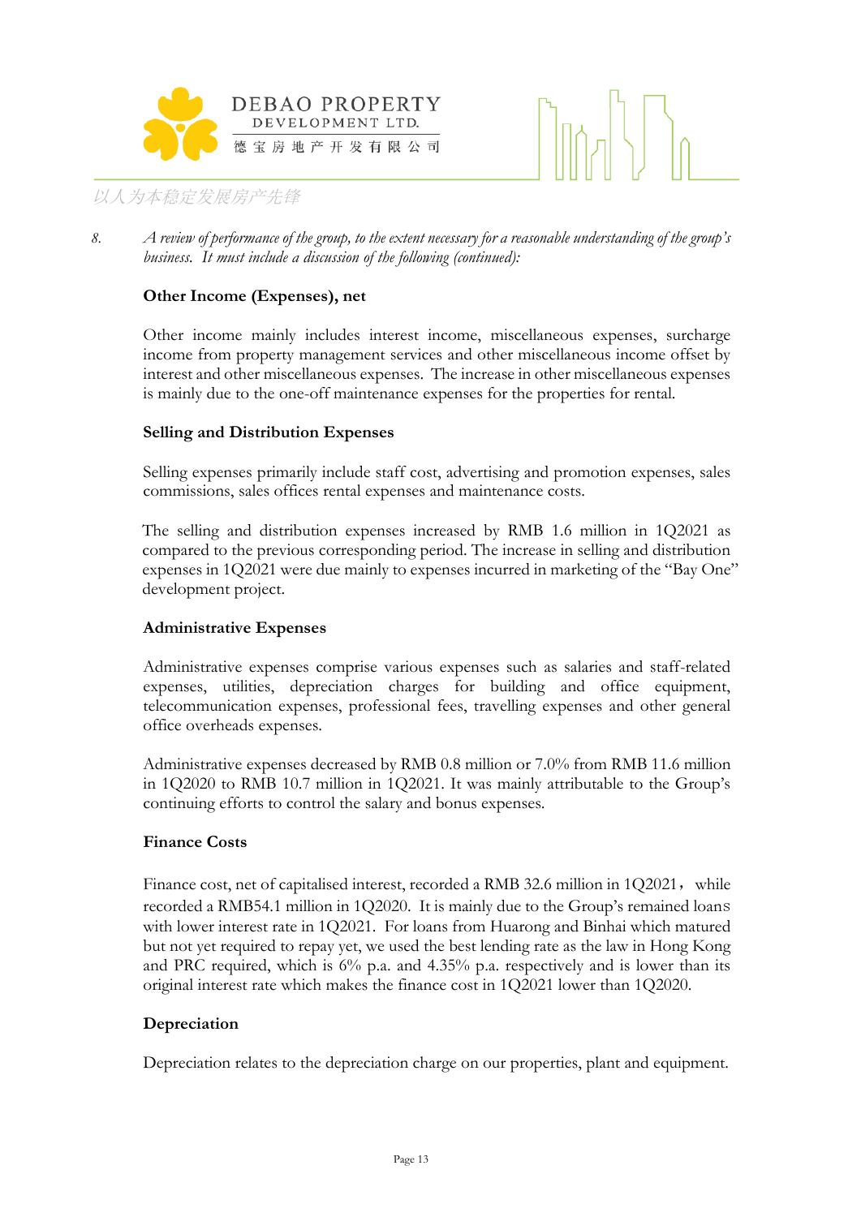8. *A review of performance of the group, to the extent necessary for a reasonable understanding of the group's business. It must include a discussion of the following (continued):*

**Other Income (Expenses), net**

Other income mainly includes interest income, miscellaneous expenses, surcharge income from property management services and other miscellaneous income offset by interest and other miscellaneous expenses. The increase in other miscellaneous expenses is mainly due to the one-off maintenance expenses for the properties for rental.

**Selling and Distribution Expenses**

Selling expenses primarily include staff cost, advertising and promotion expenses, sales commissions, sales offices rental expenses and maintenance costs.

The selling and distribution expenses increased by RMB 1.6 million in 1Q2021 as compared to the previous corresponding period. The increase in selling and distribution expenses in 1Q2021 were due mainly to expenses incurred in marketing of the "Bay One" development project.

**Administrative Expenses**

Administrative expenses comprise various expenses such as salaries and staff-related expenses, utilities, depreciation charges for building and office equipment, telecommunication expenses, professional fees, travelling expenses and other general office overheads expenses.

Administrative expenses decreased by RMB 0.8 million or 7.0% from RMB 11.6 million in 1Q2020 to RMB 10.7 million in 1Q2021. It was mainly attributable to the Group's continuing efforts to control the salary and bonus expenses.

**Finance Costs**

Finance cost, net of capitalised interest, recorded a RMB 32.6 million in 1Q2021， while recorded a RMB54.1 million in 1Q2020. It is mainly due to the Group's remained loans with lower interest rate in 1Q2021. For loans from Huarong and Binhai which matured but not yet required to repay yet, we used the best lending rate as the law in Hong Kong and PRC required, which is 6% p.a. and 4.35% p.a. respectively and is lower than its original interest rate which makes the finance cost in 1Q2021 lower than 1Q2020.

**Depreciation**

Depreciation relates to the depreciation charge on our properties, plant and equipment.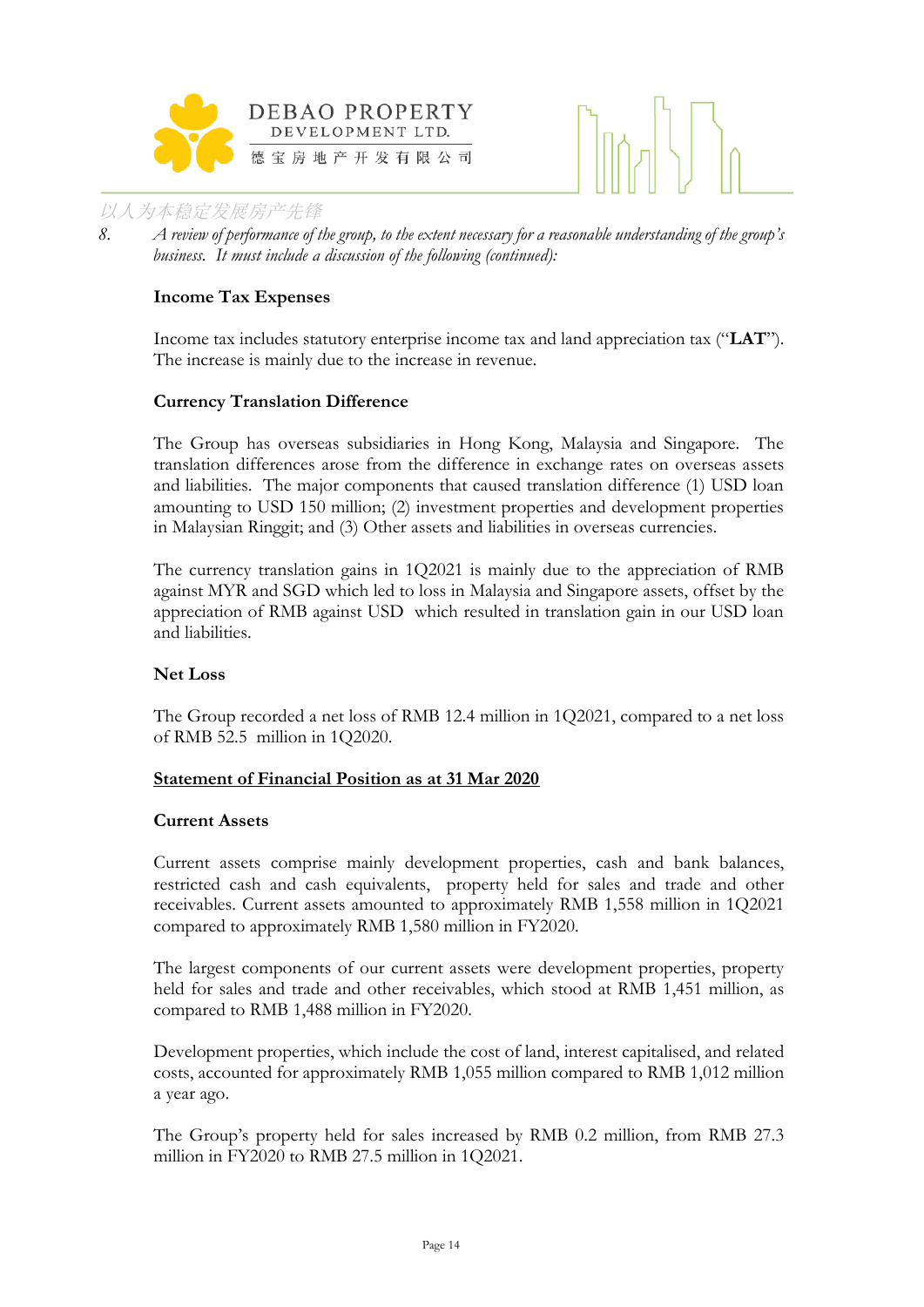8. *A review of performance of the group, to the extent necessary for a reasonable understanding of the group's business. It must include a discussion of the following (continued):*

**Income Tax Expenses**

Income tax includes statutory enterprise income tax and land appreciation tax ("**LAT**"). The increase is mainly due to the increase in revenue.

**Currency Translation Difference**

The Group has overseas subsidiaries in Hong Kong, Malaysia and Singapore. The translation differences arose from the difference in exchange rates on overseas assets and liabilities. The major components that caused translation difference (1) USD loan amounting to USD 150 million; (2) investment properties and development properties in Malaysian Ringgit; and (3) Other assets and liabilities in overseas currencies.

The currency translation gains in 1Q2021 is mainly due to the appreciation of RMB against MYR and SGD which led to loss in Malaysia and Singapore assets, offset by the appreciation of RMB against USD which resulted in translation gain in our USD loan and liabilities.

**Net Loss**

The Group recorded a net loss of RMB 12.4 million in 1Q2021, compared to a net loss of RMB 52.5 million in 1Q2020.

**<u>Statement of Financial Position as at 31 Mar 2020</u>**

**Current Assets**

Current assets comprise mainly development properties, cash and bank balances, restricted cash and cash equivalents, property held for sales and trade and other receivables. Current assets amounted to approximately RMB 1,558 million in 1Q2021 compared to approximately RMB 1,580 million in FY2020.

The largest components of our current assets were development properties, property held for sales and trade and other receivables, which stood at RMB 1,451 million, as compared to RMB 1,488 million in FY2020.

Development properties, which include the cost of land, interest capitalised, and related costs, accounted for approximately RMB 1,055 million compared to RMB 1,012 million a year ago.

The Group's property held for sales increased by RMB 0.2 million, from RMB 27.3 million in FY2020 to RMB 27.5 million in 1Q2021.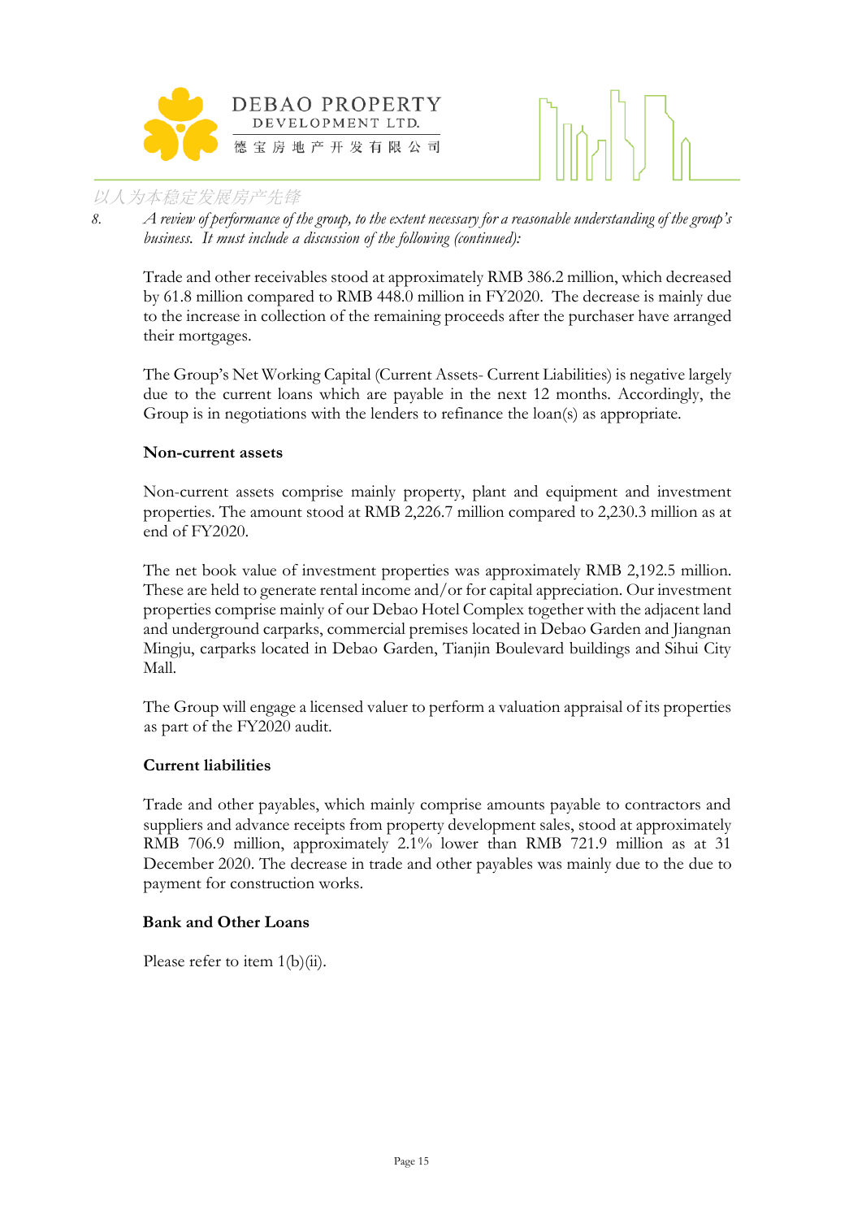8. *A review of performance of the group, to the extent necessary for a reasonable understanding of the group's business. It must include a discussion of the following (continued):*

Trade and other receivables stood at approximately RMB 386.2 million, which decreased by 61.8 million compared to RMB 448.0 million in FY2020. The decrease is mainly due to the increase in collection of the remaining proceeds after the purchaser have arranged their mortgages.

The Group's Net Working Capital (Current Assets- Current Liabilities) is negative largely due to the current loans which are payable in the next 12 months. Accordingly, the Group is in negotiations with the lenders to refinance the loan(s) as appropriate.

**Non-current assets**

Non-current assets comprise mainly property, plant and equipment and investment properties. The amount stood at RMB 2,226.7 million compared to 2,230.3 million as at end of FY2020.

The net book value of investment properties was approximately RMB 2,192.5 million. These are held to generate rental income and/or for capital appreciation. Our investment properties comprise mainly of our Debao Hotel Complex together with the adjacent land and underground carparks, commercial premises located in Debao Garden and Jiangnan Mingju, carparks located in Debao Garden, Tianjin Boulevard buildings and Sihui City Mall.

The Group will engage a licensed valuer to perform a valuation appraisal of its properties as part of the FY2020 audit.

**Current liabilities**

Trade and other payables, which mainly comprise amounts payable to contractors and suppliers and advance receipts from property development sales, stood at approximately RMB 706.9 million, approximately 2.1% lower than RMB 721.9 million as at 31 December 2020. The decrease in trade and other payables was mainly due to the due to payment for construction works.

**Bank and Other Loans**

Please refer to item 1(b)(ii).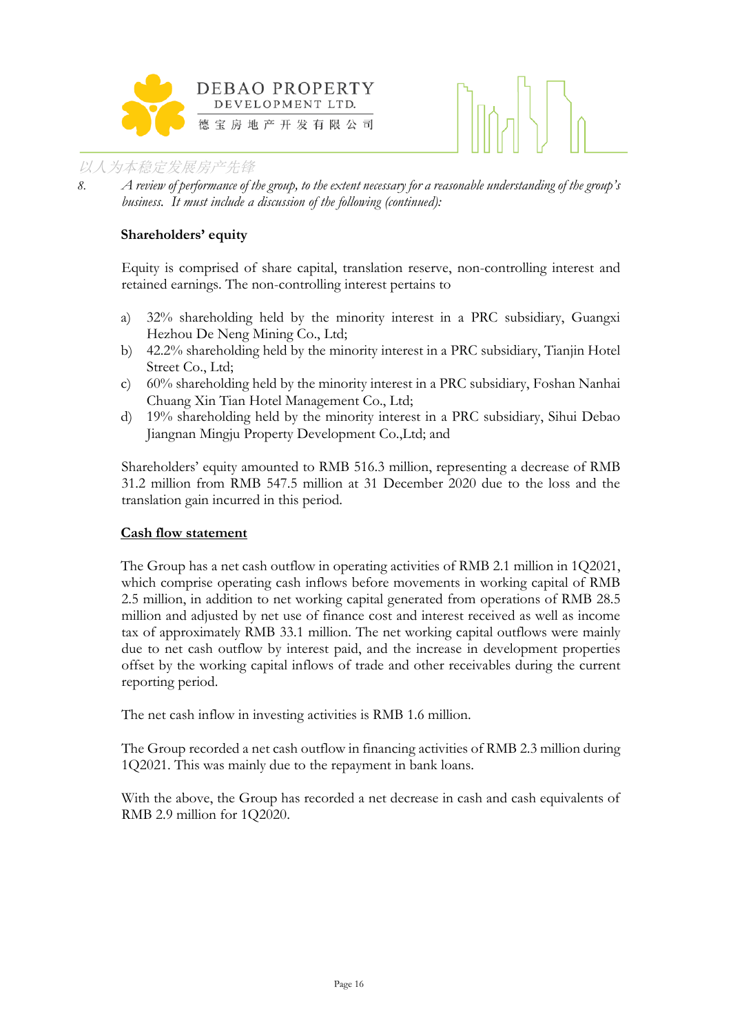8. *A review of performance of the group, to the extent necessary for a reasonable understanding of the group's business. It must include a discussion of the following (continued):*

**Shareholders' equity**

Equity is comprised of share capital, translation reserve, non-controlling interest and retained earnings. The non-controlling interest pertains to

a) 32% shareholding held by the minority interest in a PRC subsidiary, Guangxi Hezhou De Neng Mining Co., Ltd;
b) 42.2% shareholding held by the minority interest in a PRC subsidiary, Tianjin Hotel Street Co., Ltd;
c) 60% shareholding held by the minority interest in a PRC subsidiary, Foshan Nanhai Chuang Xin Tian Hotel Management Co., Ltd;
d) 19% shareholding held by the minority interest in a PRC subsidiary, Sihui Debao Jiangnan Mingju Property Development Co.,Ltd; and

Shareholders' equity amounted to RMB 516.3 million, representing a decrease of RMB 31.2 million from RMB 547.5 million at 31 December 2020 due to the loss and the translation gain incurred in this period.

**Cash flow statement**

The Group has a net cash outflow in operating activities of RMB 2.1 million in 1Q2021, which comprise operating cash inflows before movements in working capital of RMB 2.5 million, in addition to net working capital generated from operations of RMB 28.5 million and adjusted by net use of finance cost and interest received as well as income tax of approximately RMB 33.1 million. The net working capital outflows were mainly due to net cash outflow by interest paid, and the increase in development properties offset by the working capital inflows of trade and other receivables during the current reporting period.

The net cash inflow in investing activities is RMB 1.6 million.

The Group recorded a net cash outflow in financing activities of RMB 2.3 million during 1Q2021. This was mainly due to the repayment in bank loans.

With the above, the Group has recorded a net decrease in cash and cash equivalents of RMB 2.9 million for 1Q2020.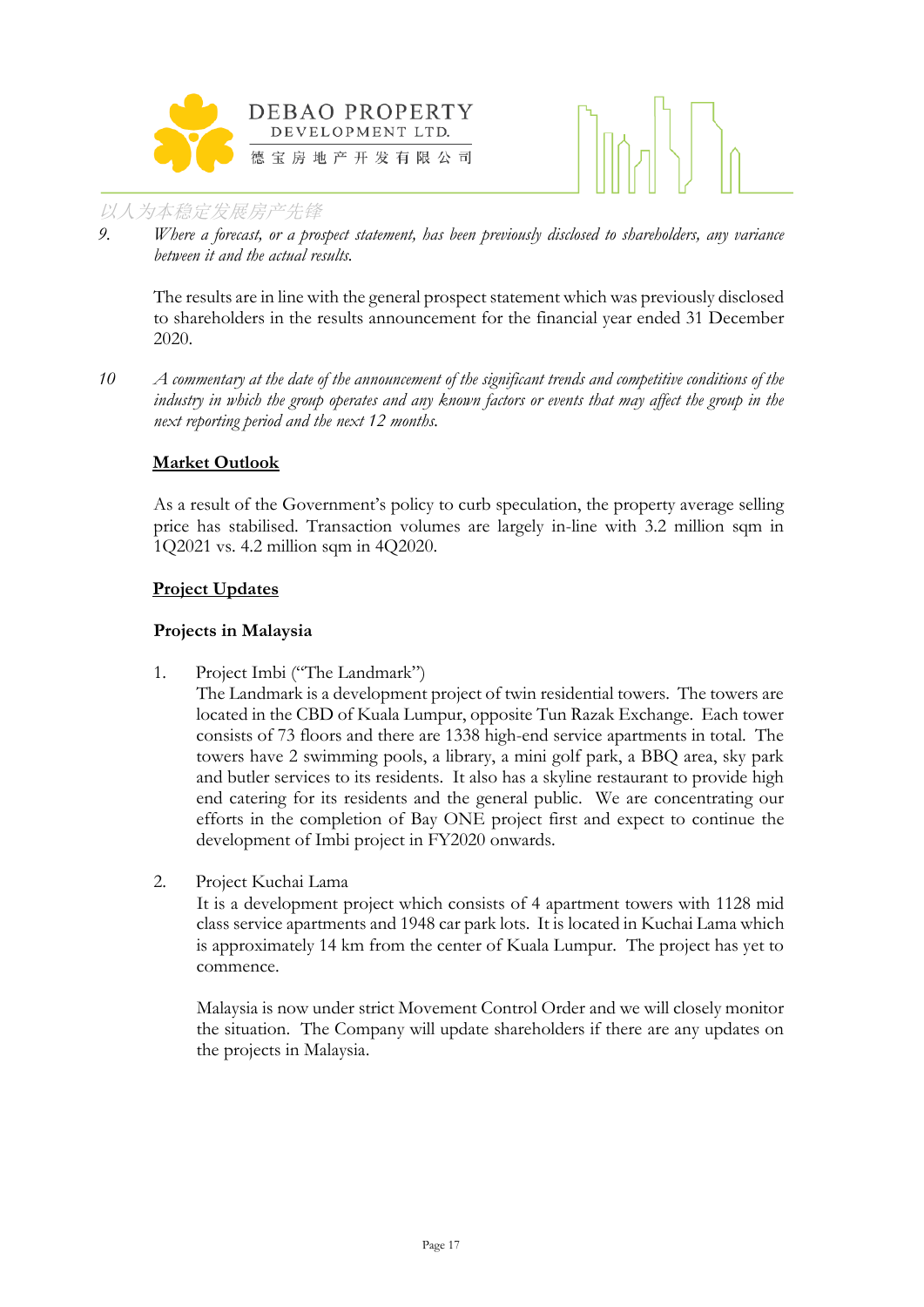9. *Where a forecast, or a prospect statement, has been previously disclosed to shareholders, any variance between it and the actual results.*

   The results are in line with the general prospect statement which was previously disclosed to shareholders in the results announcement for the financial year ended 31 December 2020.

10 *A commentary at the date of the announcement of the significant trends and competitive conditions of the industry in which the group operates and any known factors or events that may affect the group in the next reporting period and the next 12 months.*

   **<u>Market Outlook</u>**

   As a result of the Government's policy to curb speculation, the property average selling price has stabilised. Transaction volumes are largely in-line with 3.2 million sqm in 1Q2021 vs. 4.2 million sqm in 4Q2020.

   **<u>Project Updates</u>**

   **Projects in Malaysia**

   1. Project Imbi ("The Landmark")
      The Landmark is a development project of twin residential towers. The towers are located in the CBD of Kuala Lumpur, opposite Tun Razak Exchange. Each tower consists of 73 floors and there are 1338 high-end service apartments in total. The towers have 2 swimming pools, a library, a mini golf park, a BBQ area, sky park and butler services to its residents. It also has a skyline restaurant to provide high end catering for its residents and the general public. We are concentrating our efforts in the completion of Bay ONE project first and expect to continue the development of Imbi project in FY2020 onwards.

   2. Project Kuchai Lama
      It is a development project which consists of 4 apartment towers with 1128 mid class service apartments and 1948 car park lots. It is located in Kuchai Lama which is approximately 14 km from the center of Kuala Lumpur. The project has yet to commence.

      Malaysia is now under strict Movement Control Order and we will closely monitor the situation. The Company will update shareholders if there are any updates on the projects in Malaysia.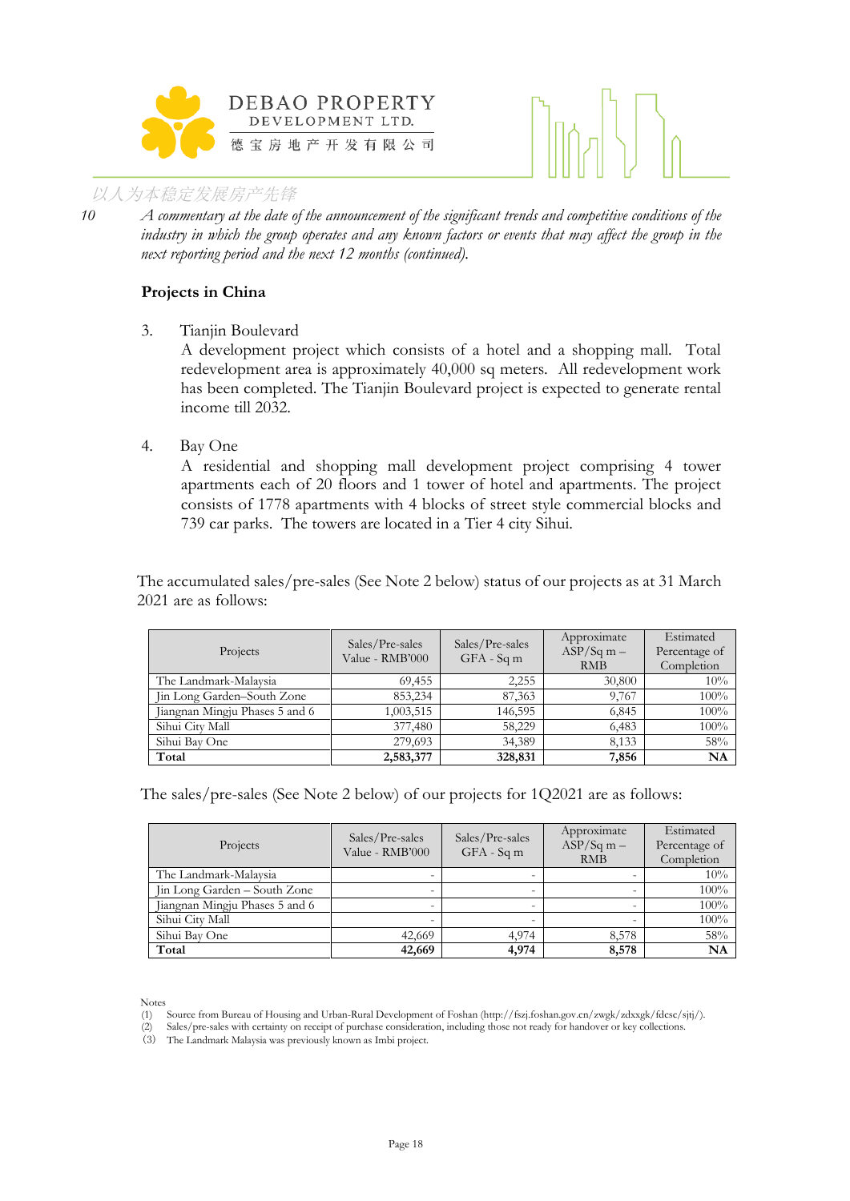10 *A commentary at the date of the announcement of the significant trends and competitive conditions of the industry in which the group operates and any known factors or events that may affect the group in the next reporting period and the next 12 months (continued).*

**Projects in China**

3. Tianjin Boulevard
   A development project which consists of a hotel and a shopping mall. Total redevelopment area is approximately 40,000 sq meters. All redevelopment work has been completed. The Tianjin Boulevard project is expected to generate rental income till 2032.

4. Bay One
   A residential and shopping mall development project comprising 4 tower apartments each of 20 floors and 1 tower of hotel and apartments. The project consists of 1778 apartments with 4 blocks of street style commercial blocks and 739 car parks. The towers are located in a Tier 4 city Sihui.

The accumulated sales/pre-sales (See Note 2 below) status of our projects as at 31 March 2021 are as follows:

| Projects | Sales/Pre-sales Value - RMB'000 | Sales/Pre-sales GFA - Sq m | Approximate ASP/Sq m – RMB | Estimated Percentage of Completion |
|---|---|---|---|---|
| The Landmark-Malaysia | 69,455 | 2,255 | 30,800 | 10% |
| Jin Long Garden–South Zone | 853,234 | 87,363 | 9,767 | 100% |
| Jiangnan Mingju Phases 5 and 6 | 1,003,515 | 146,595 | 6,845 | 100% |
| Sihui City Mall | 377,480 | 58,229 | 6,483 | 100% |
| Sihui Bay One | 279,693 | 34,389 | 8,133 | 58% |
| **Total** | **2,583,377** | **328,831** | **7,856** | **NA** |

The sales/pre-sales (See Note 2 below) of our projects for 1Q2021 are as follows:

| Projects | Sales/Pre-sales Value - RMB'000 | Sales/Pre-sales GFA - Sq m | Approximate ASP/Sq m – RMB | Estimated Percentage of Completion |
|---|---|---|---|---|
| The Landmark-Malaysia | - | - | - | 10% |
| Jin Long Garden – South Zone | - | - | - | 100% |
| Jiangnan Mingju Phases 5 and 6 | - | - | - | 100% |
| Sihui City Mall | - | - | - | 100% |
| Sihui Bay One | 42,669 | 4,974 | 8,578 | 58% |
| **Total** | **42,669** | **4,974** | **8,578** | **NA** |

Notes
(1) Source from Bureau of Housing and Urban-Rural Development of Foshan (http://fszj.foshan.gov.cn/zwgk/zdxxgk/fdcsc/sjtj/).
(2) Sales/pre-sales with certainty on receipt of purchase consideration, including those not ready for handover or key collections.
(3) The Landmark Malaysia was previously known as Imbi project.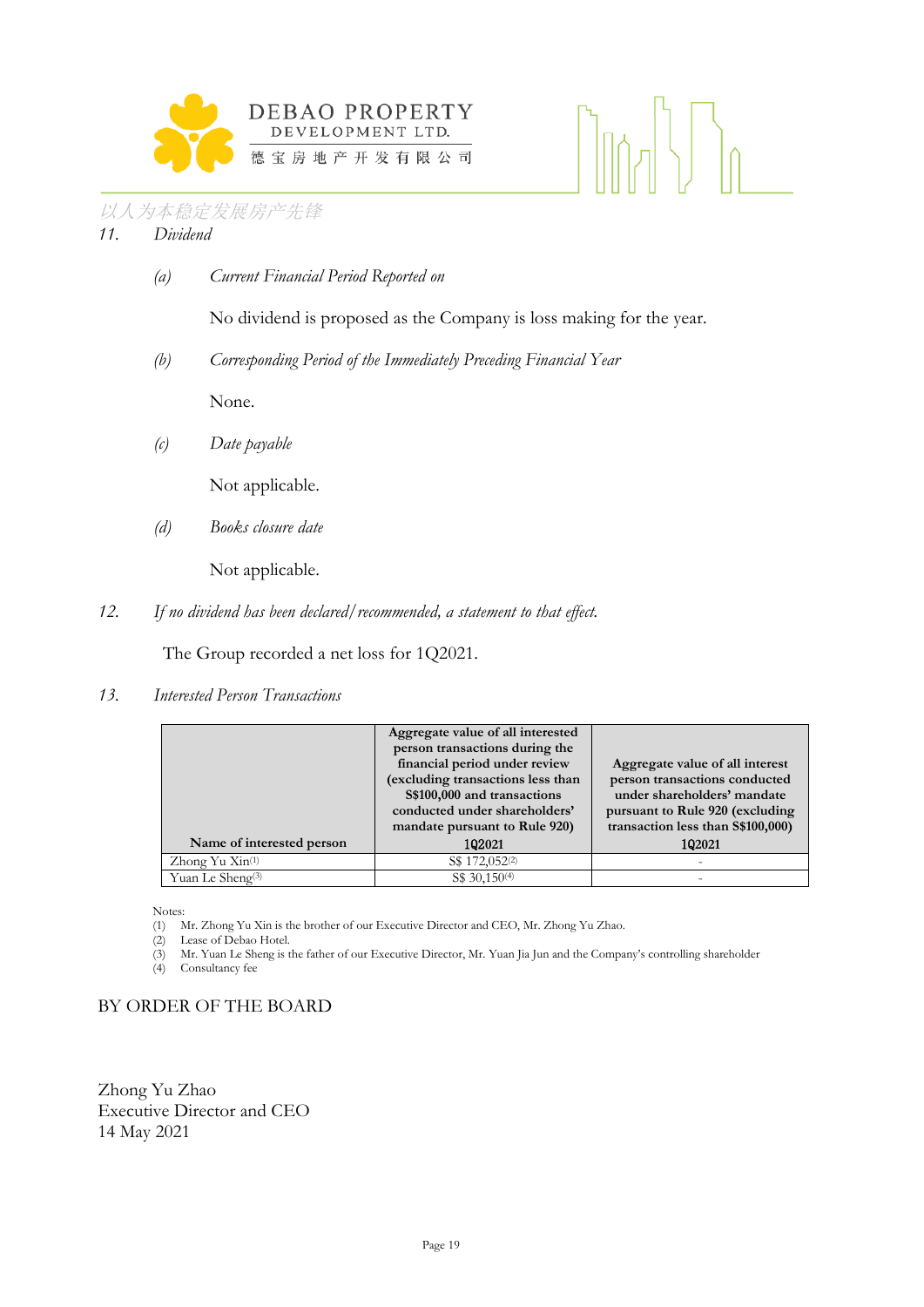*11. Dividend*

*(a) Current Financial Period Reported on*

No dividend is proposed as the Company is loss making for the year.

*(b) Corresponding Period of the Immediately Preceding Financial Year*

None.

*(c) Date payable*

Not applicable.

*(d) Books closure date*

Not applicable.

*12. If no dividend has been declared/recommended, a statement to that effect.*

The Group recorded a net loss for 1Q2021.

*13. Interested Person Transactions*

| Name of interested person | Aggregate value of all interested person transactions during the financial period under review (excluding transactions less than S$100,000 and transactions conducted under shareholders' mandate pursuant to Rule 920) 1Q2021 | Aggregate value of all interest person transactions conducted under shareholders' mandate pursuant to Rule 920 (excluding transaction less than S$100,000) 1Q2021 |
|---|---|---|
| Zhong Yu Xin[1] | S$ 172,052[2] | - |
| Yuan Le Sheng[3] | S$ 30,150[4] | - |

Notes:
(1) Mr. Zhong Yu Xin is the brother of our Executive Director and CEO, Mr. Zhong Yu Zhao.
(2) Lease of Debao Hotel.
(3) Mr. Yuan Le Sheng is the father of our Executive Director, Mr. Yuan Jia Jun and the Company's controlling shareholder
(4) Consultancy fee

BY ORDER OF THE BOARD

Zhong Yu Zhao
Executive Director and CEO
14 May 2021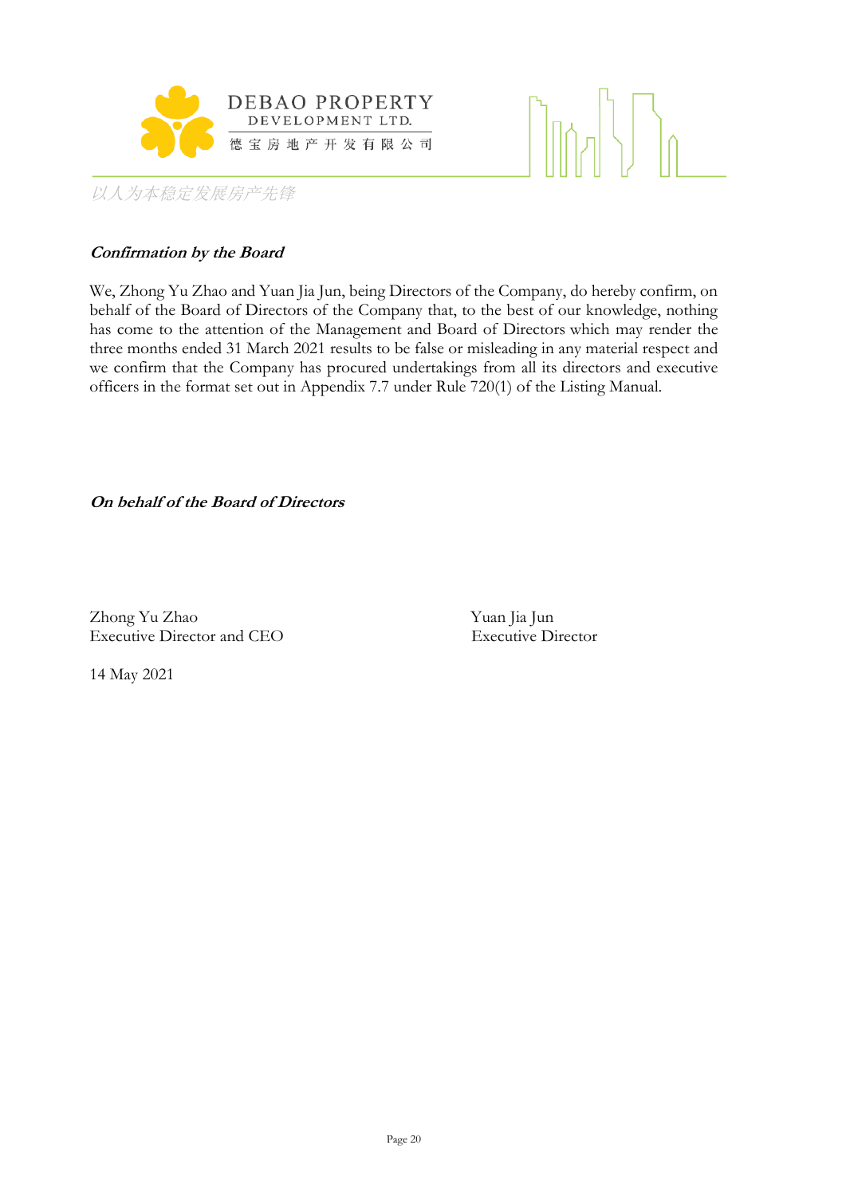DEBAO PROPERTY
DEVELOPMENT LTD.
德宝房地产开发有限公司

以人为本稳定发展房产先锋

***Confirmation by the Board***

We, Zhong Yu Zhao and Yuan Jia Jun, being Directors of the Company, do hereby confirm, on behalf of the Board of Directors of the Company that, to the best of our knowledge, nothing has come to the attention of the Management and Board of Directors which may render the three months ended 31 March 2021 results to be false or misleading in any material respect and we confirm that the Company has procured undertakings from all its directors and executive officers in the format set out in Appendix 7.7 under Rule 720(1) of the Listing Manual.

***On behalf of the Board of Directors***

Zhong Yu Zhao
Executive Director and CEO

Yuan Jia Jun
Executive Director

14 May 2021